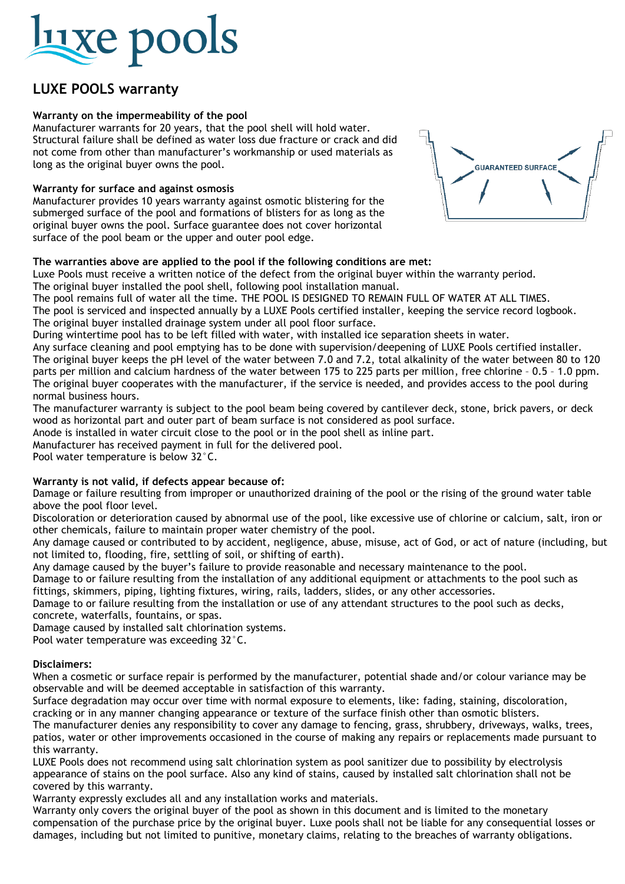# luxe pools

## LUXE POOLS warranty

**Warranty on the impermeability of the pool**
Manufacturer warrants for 20 years, that the pool shell will hold water. Structural failure shall be defined as water loss due fracture or crack and did not come from other than manufacturer's workmanship or used materials as long as the original buyer owns the pool.

**Warranty for surface and against osmosis**
Manufacturer provides 10 years warranty against osmotic blistering for the submerged surface of the pool and formations of blisters for as long as the original buyer owns the pool. Surface guarantee does not cover horizontal surface of the pool beam or the upper and outer pool edge.

GUARANTEED SURFACE

**The warranties above are applied to the pool if the following conditions are met:**
Luxe Pools must receive a written notice of the defect from the original buyer within the warranty period.
The original buyer installed the pool shell, following pool installation manual.
The pool remains full of water all the time. THE POOL IS DESIGNED TO REMAIN FULL OF WATER AT ALL TIMES.
The pool is serviced and inspected annually by a LUXE Pools certified installer, keeping the service record logbook.
The original buyer installed drainage system under all pool floor surface.
During wintertime pool has to be left filled with water, with installed ice separation sheets in water.
Any surface cleaning and pool emptying has to be done with supervision/deepening of LUXE Pools certified installer.
The original buyer keeps the pH level of the water between 7.0 and 7.2, total alkalinity of the water between 80 to 120 parts per million and calcium hardness of the water between 175 to 225 parts per million, free chlorine – 0.5 – 1.0 ppm.
The original buyer cooperates with the manufacturer, if the service is needed, and provides access to the pool during normal business hours.
The manufacturer warranty is subject to the pool beam being covered by cantilever deck, stone, brick pavers, or deck wood as horizontal part and outer part of beam surface is not considered as pool surface.
Anode is installed in water circuit close to the pool or in the pool shell as inline part.
Manufacturer has received payment in full for the delivered pool.
Pool water temperature is below 32°C.

**Warranty is not valid, if defects appear because of:**
Damage or failure resulting from improper or unauthorized draining of the pool or the rising of the ground water table above the pool floor level.
Discoloration or deterioration caused by abnormal use of the pool, like excessive use of chlorine or calcium, salt, iron or other chemicals, failure to maintain proper water chemistry of the pool.
Any damage caused or contributed to by accident, negligence, abuse, misuse, act of God, or act of nature (including, but not limited to, flooding, fire, settling of soil, or shifting of earth).
Any damage caused by the buyer's failure to provide reasonable and necessary maintenance to the pool.
Damage to or failure resulting from the installation of any additional equipment or attachments to the pool such as fittings, skimmers, piping, lighting fixtures, wiring, rails, ladders, slides, or any other accessories.
Damage to or failure resulting from the installation or use of any attendant structures to the pool such as decks, concrete, waterfalls, fountains, or spas.
Damage caused by installed salt chlorination systems.
Pool water temperature was exceeding 32°C.

**Disclaimers:**
When a cosmetic or surface repair is performed by the manufacturer, potential shade and/or colour variance may be observable and will be deemed acceptable in satisfaction of this warranty.
Surface degradation may occur over time with normal exposure to elements, like: fading, staining, discoloration, cracking or in any manner changing appearance or texture of the surface finish other than osmotic blisters.
The manufacturer denies any responsibility to cover any damage to fencing, grass, shrubbery, driveways, walks, trees, patios, water or other improvements occasioned in the course of making any repairs or replacements made pursuant to this warranty.
LUXE Pools does not recommend using salt chlorination system as pool sanitizer due to possibility by electrolysis appearance of stains on the pool surface. Also any kind of stains, caused by installed salt chlorination shall not be covered by this warranty.
Warranty expressly excludes all and any installation works and materials.
Warranty only covers the original buyer of the pool as shown in this document and is limited to the monetary compensation of the purchase price by the original buyer. Luxe pools shall not be liable for any consequential losses or damages, including but not limited to punitive, monetary claims, relating to the breaches of warranty obligations.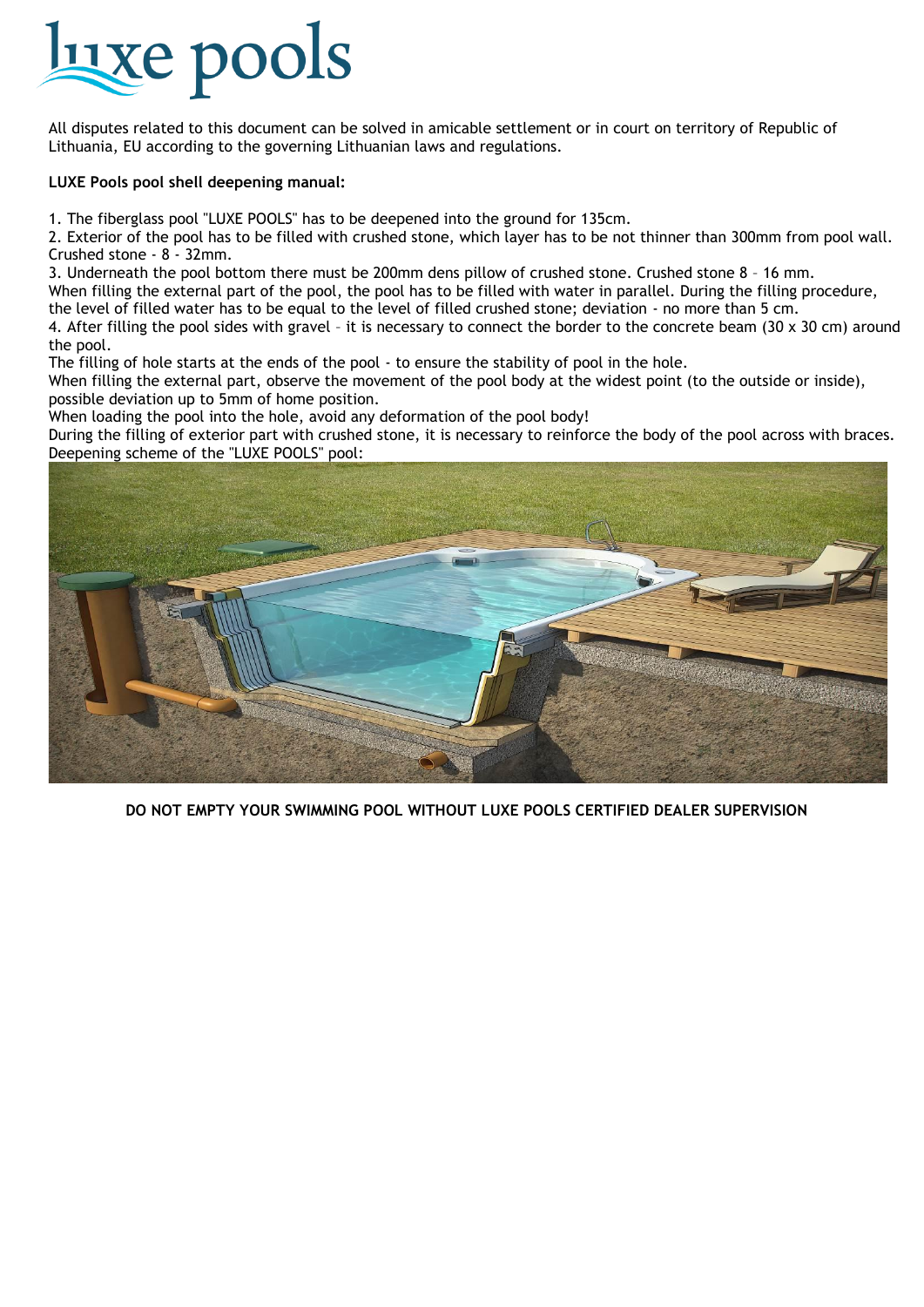All disputes related to this document can be solved in amicable settlement or in court on territory of Republic of Lithuania, EU according to the governing Lithuanian laws and regulations.

**LUXE Pools pool shell deepening manual:**

1. The fiberglass pool "LUXE POOLS" has to be deepened into the ground for 135cm.
2. Exterior of the pool has to be filled with crushed stone, which layer has to be not thinner than 300mm from pool wall. Crushed stone - 8 - 32mm.
3. Underneath the pool bottom there must be 200mm dens pillow of crushed stone. Crushed stone 8 – 16 mm.

When filling the external part of the pool, the pool has to be filled with water in parallel. During the filling procedure, the level of filled water has to be equal to the level of filled crushed stone; deviation - no more than 5 cm.

4. After filling the pool sides with gravel – it is necessary to connect the border to the concrete beam (30 x 30 cm) around the pool.

The filling of hole starts at the ends of the pool - to ensure the stability of pool in the hole.
When filling the external part, observe the movement of the pool body at the widest point (to the outside or inside), possible deviation up to 5mm of home position.
When loading the pool into the hole, avoid any deformation of the pool body!
During the filling of exterior part with crushed stone, it is necessary to reinforce the body of the pool across with braces.
Deepening scheme of the "LUXE POOLS" pool:

**DO NOT EMPTY YOUR SWIMMING POOL WITHOUT LUXE POOLS CERTIFIED DEALER SUPERVISION**